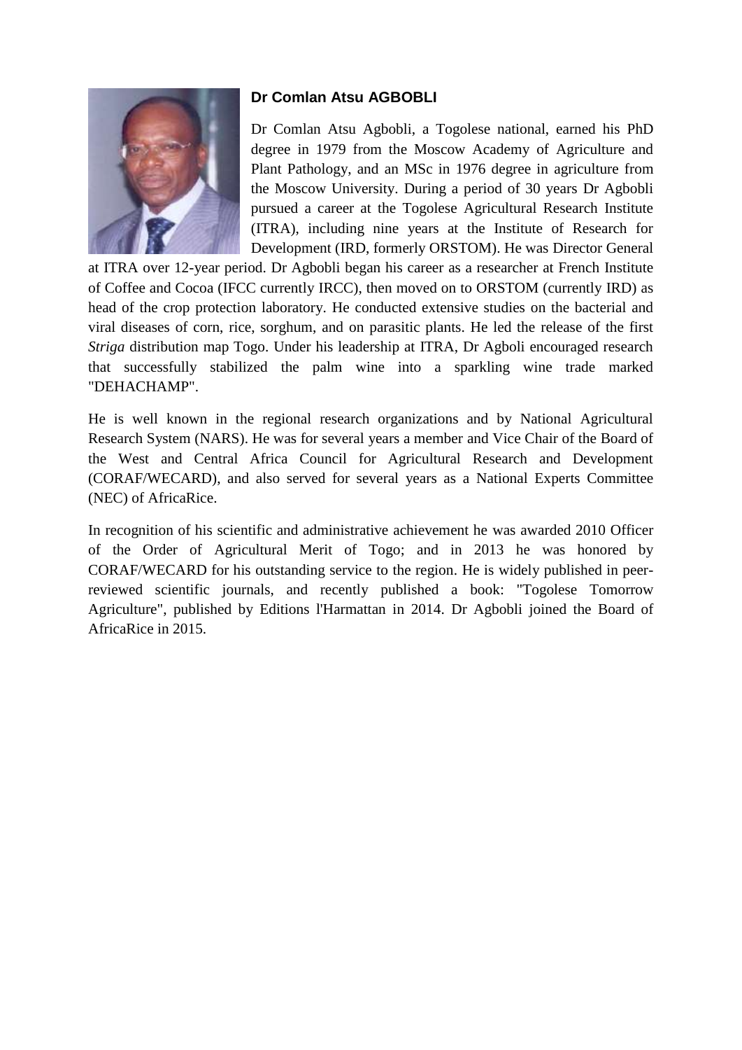**Dr Comlan Atsu AGBOBLI**

Dr Comlan Atsu Agbobli, a Togolese national, earned his PhD degree in 1979 from the Moscow Academy of Agriculture and Plant Pathology, and an MSc in 1976 degree in agriculture from the Moscow University. During a period of 30 years Dr Agbobli pursued a career at the Togolese Agricultural Research Institute (ITRA), including nine years at the Institute of Research for Development (IRD, formerly ORSTOM). He was Director General at ITRA over 12-year period. Dr Agbobli began his career as a researcher at French Institute of Coffee and Cocoa (IFCC currently IRCC), then moved on to ORSTOM (currently IRD) as head of the crop protection laboratory. He conducted extensive studies on the bacterial and viral diseases of corn, rice, sorghum, and on parasitic plants. He led the release of the first *Striga* distribution map Togo. Under his leadership at ITRA, Dr Agboli encouraged research that successfully stabilized the palm wine into a sparkling wine trade marked "DEHACHAMP".

He is well known in the regional research organizations and by National Agricultural Research System (NARS). He was for several years a member and Vice Chair of the Board of the West and Central Africa Council for Agricultural Research and Development (CORAF/WECARD), and also served for several years as a National Experts Committee (NEC) of AfricaRice.

In recognition of his scientific and administrative achievement he was awarded 2010 Officer of the Order of Agricultural Merit of Togo; and in 2013 he was honored by CORAF/WECARD for his outstanding service to the region. He is widely published in peer-reviewed scientific journals, and recently published a book: "Togolese Tomorrow Agriculture", published by Editions l'Harmattan in 2014. Dr Agbobli joined the Board of AfricaRice in 2015.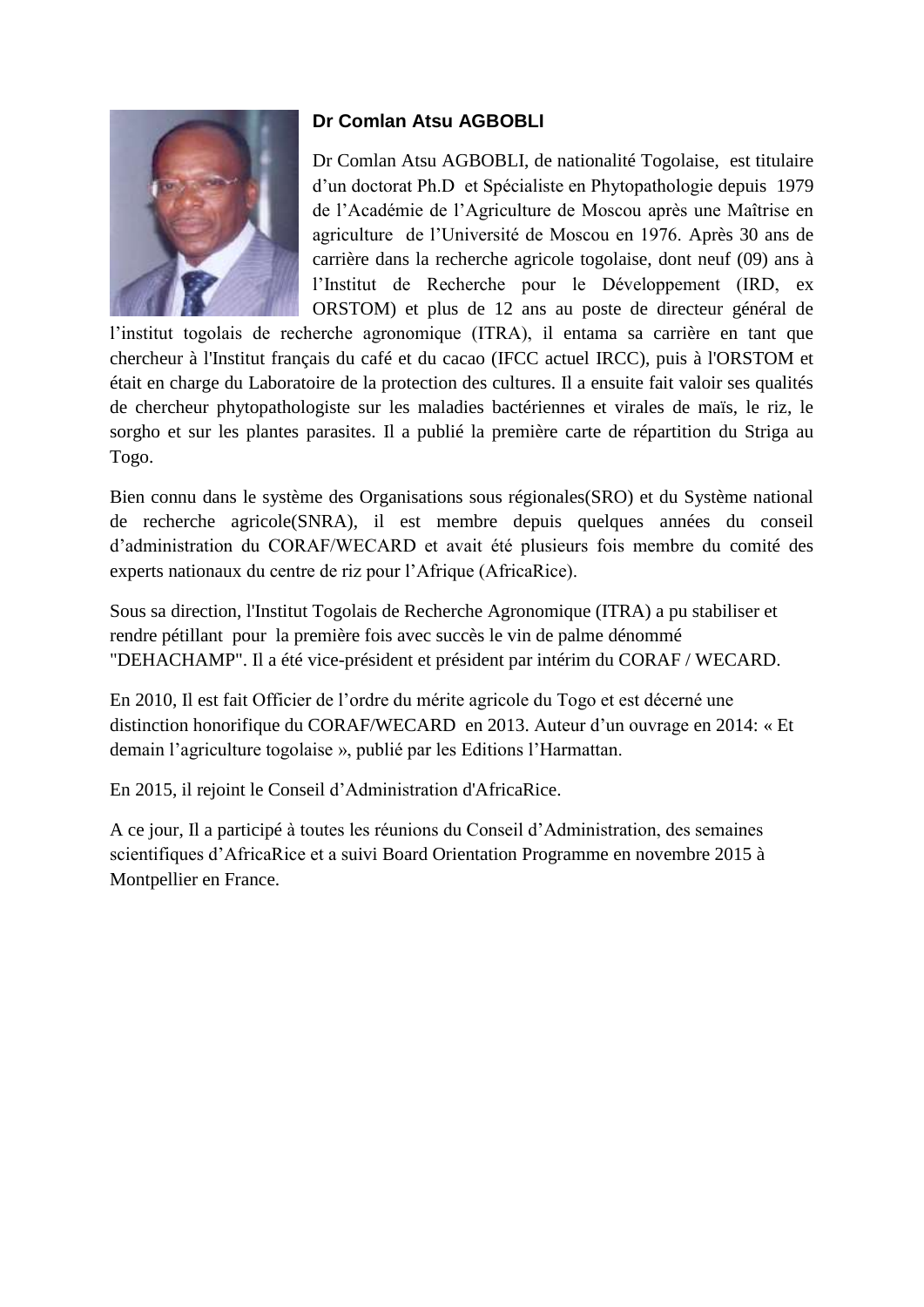**Dr Comlan Atsu AGBOBLI**

Dr Comlan Atsu AGBOBLI, de nationalité Togolaise, est titulaire d'un doctorat Ph.D et Spécialiste en Phytopathologie depuis 1979 de l'Académie de l'Agriculture de Moscou après une Maîtrise en agriculture de l'Université de Moscou en 1976. Après 30 ans de carrière dans la recherche agricole togolaise, dont neuf (09) ans à l'Institut de Recherche pour le Développement (IRD, ex ORSTOM) et plus de 12 ans au poste de directeur général de l'institut togolais de recherche agronomique (ITRA), il entama sa carrière en tant que chercheur à l'Institut français du café et du cacao (IFCC actuel IRCC), puis à l'ORSTOM et était en charge du Laboratoire de la protection des cultures. Il a ensuite fait valoir ses qualités de chercheur phytopathologiste sur les maladies bactériennes et virales de maïs, le riz, le sorgho et sur les plantes parasites. Il a publié la première carte de répartition du Striga au Togo.

Bien connu dans le système des Organisations sous régionales(SRO) et du Système national de recherche agricole(SNRA), il est membre depuis quelques années du conseil d'administration du CORAF/WECARD et avait été plusieurs fois membre du comité des experts nationaux du centre de riz pour l'Afrique (AfricaRice).

Sous sa direction, l'Institut Togolais de Recherche Agronomique (ITRA) a pu stabiliser et rendre pétillant pour la première fois avec succès le vin de palme dénommé "DEHACHAMP". Il a été vice-président et président par intérim du CORAF / WECARD.

En 2010, Il est fait Officier de l'ordre du mérite agricole du Togo et est décerné une distinction honorifique du CORAF/WECARD en 2013. Auteur d'un ouvrage en 2014: « Et demain l'agriculture togolaise », publié par les Editions l'Harmattan.

En 2015, il rejoint le Conseil d'Administration d'AfricaRice.

A ce jour, Il a participé à toutes les réunions du Conseil d'Administration, des semaines scientifiques d'AfricaRice et a suivi Board Orientation Programme en novembre 2015 à Montpellier en France.